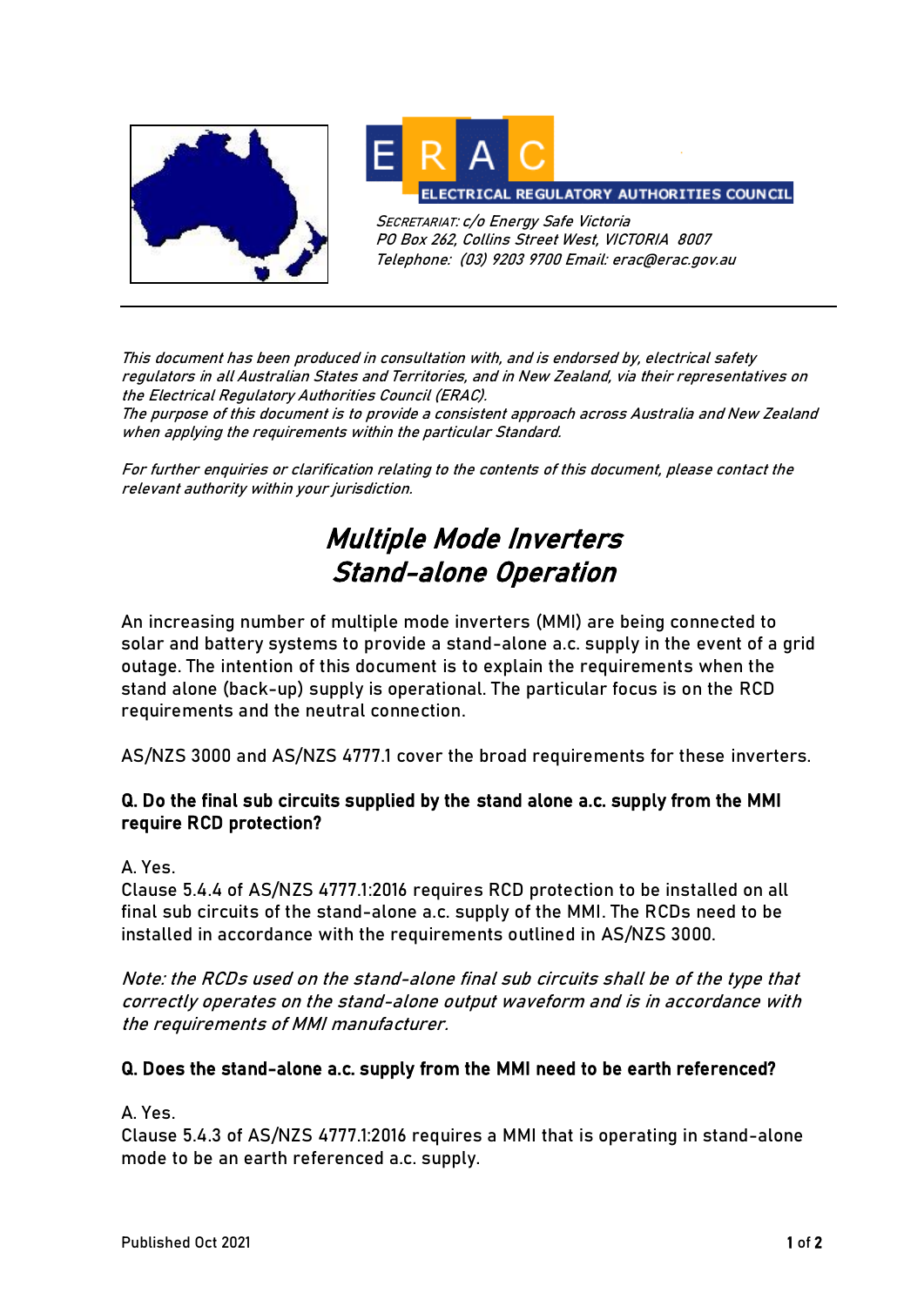# ERAC

**ELECTRICAL REGULATORY AUTHORITIES COUNCIL**

*SECRETARIAT: c/o Energy Safe Victoria*
*PO Box 262, Collins Street West, VICTORIA 8007*
*Telephone: (03) 9203 9700 Email: erac@erac.gov.au*

---

*This document has been produced in consultation with, and is endorsed by, electrical safety regulators in all Australian States and Territories, and in New Zealand, via their representatives on the Electrical Regulatory Authorities Council (ERAC).*
*The purpose of this document is to provide a consistent approach across Australia and New Zealand when applying the requirements within the particular Standard.*

*For further enquiries or clarification relating to the contents of this document, please contact the relevant authority within your jurisdiction.*

## *Multiple Mode Inverters Stand-alone Operation*

An increasing number of multiple mode inverters (MMI) are being connected to solar and battery systems to provide a stand-alone a.c. supply in the event of a grid outage. The intention of this document is to explain the requirements when the stand alone (back-up) supply is operational. The particular focus is on the RCD requirements and the neutral connection.

AS/NZS 3000 and AS/NZS 4777.1 cover the broad requirements for these inverters.

**Q. Do the final sub circuits supplied by the stand alone a.c. supply from the MMI require RCD protection?**

A. Yes.
Clause 5.4.4 of AS/NZS 4777.1:2016 requires RCD protection to be installed on all final sub circuits of the stand-alone a.c. supply of the MMI. The RCDs need to be installed in accordance with the requirements outlined in AS/NZS 3000.

*Note: the RCDs used on the stand-alone final sub circuits shall be of the type that correctly operates on the stand-alone output waveform and is in accordance with the requirements of MMI manufacturer.*

**Q. Does the stand-alone a.c. supply from the MMI need to be earth referenced?**

A. Yes.
Clause 5.4.3 of AS/NZS 4777.1:2016 requires a MMI that is operating in stand-alone mode to be an earth referenced a.c. supply.

Published Oct 2021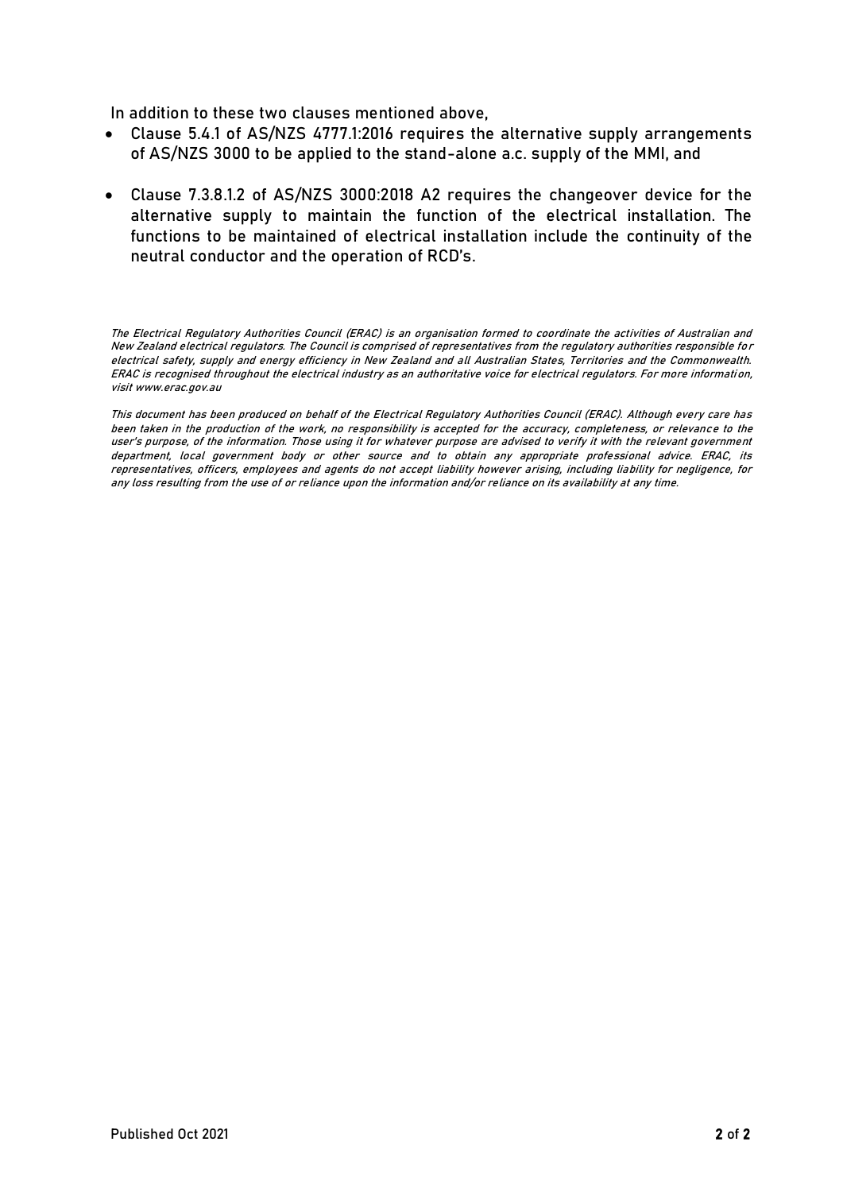In addition to these two clauses mentioned above,

- Clause 5.4.1 of AS/NZS 4777.1:2016 requires the alternative supply arrangements of AS/NZS 3000 to be applied to the stand-alone a.c. supply of the MMI, and
- Clause 7.3.8.1.2 of AS/NZS 3000:2018 A2 requires the changeover device for the alternative supply to maintain the function of the electrical installation. The functions to be maintained of electrical installation include the continuity of the neutral conductor and the operation of RCD's.

*The Electrical Regulatory Authorities Council (ERAC) is an organisation formed to coordinate the activities of Australian and New Zealand electrical regulators. The Council is comprised of representatives from the regulatory authorities responsible for electrical safety, supply and energy efficiency in New Zealand and all Australian States, Territories and the Commonwealth. ERAC is recognised throughout the electrical industry as an authoritative voice for electrical regulators. For more information, visit www.erac.gov.au*

*This document has been produced on behalf of the Electrical Regulatory Authorities Council (ERAC). Although every care has been taken in the production of the work, no responsibility is accepted for the accuracy, completeness, or relevance to the user's purpose, of the information. Those using it for whatever purpose are advised to verify it with the relevant government department, local government body or other source and to obtain any appropriate professional advice. ERAC, its representatives, officers, employees and agents do not accept liability however arising, including liability for negligence, for any loss resulting from the use of or reliance upon the information and/or reliance on its availability at any time.*

Published Oct 2021